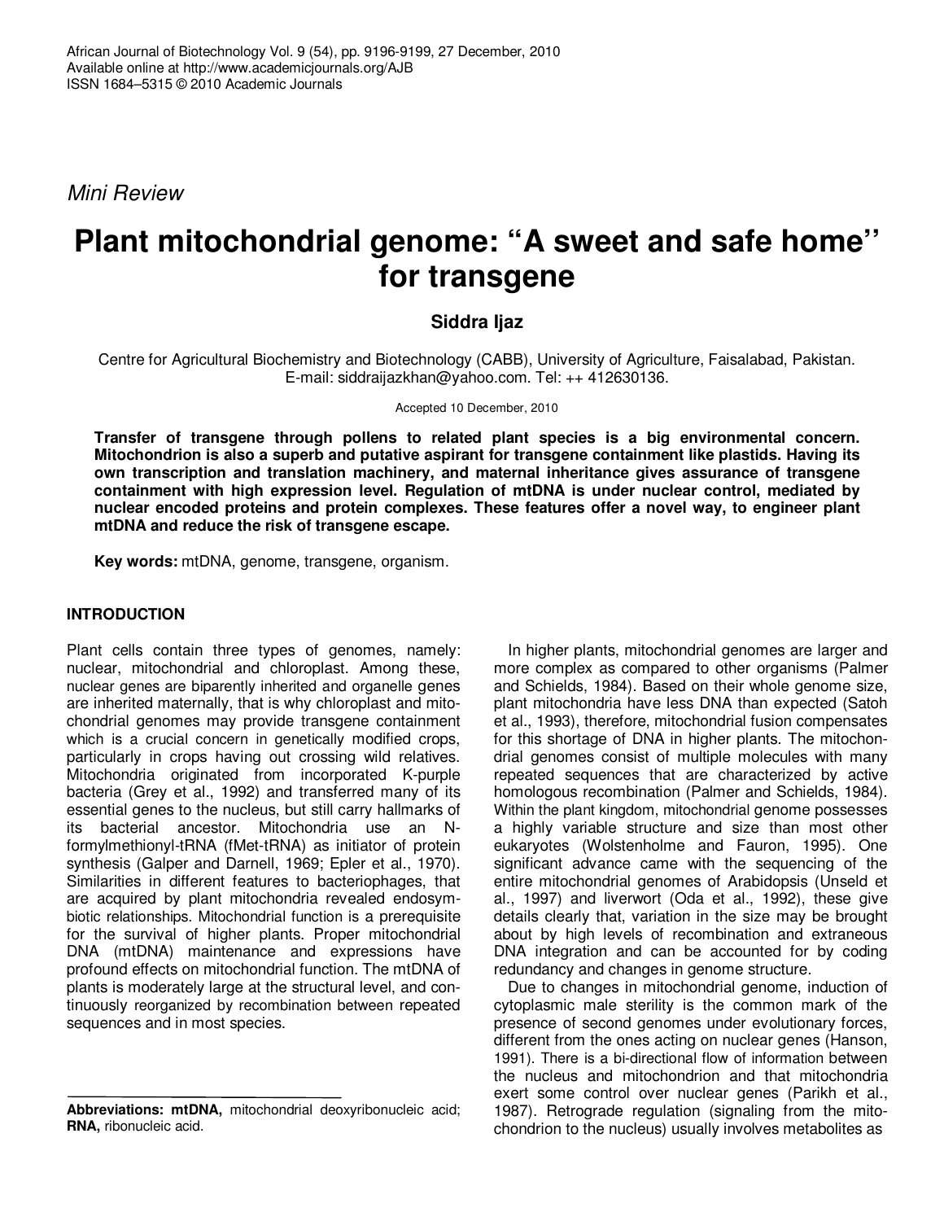*Mini Review*

# Plant mitochondrial genome: "A sweet and safe home'' for transgene

**Siddra Ijaz**

Centre for Agricultural Biochemistry and Biotechnology (CABB), University of Agriculture, Faisalabad, Pakistan.
E-mail: siddraijazkhan@yahoo.com. Tel: ++ 412630136.

Accepted 10 December, 2010

**Transfer of transgene through pollens to related plant species is a big environmental concern. Mitochondrion is also a superb and putative aspirant for transgene containment like plastids. Having its own transcription and translation machinery, and maternal inheritance gives assurance of transgene containment with high expression level. Regulation of mtDNA is under nuclear control, mediated by nuclear encoded proteins and protein complexes. These features offer a novel way, to engineer plant mtDNA and reduce the risk of transgene escape.**

**Key words:** mtDNA, genome, transgene, organism.

## INTRODUCTION

Plant cells contain three types of genomes, namely: nuclear, mitochondrial and chloroplast. Among these, nuclear genes are biparently inherited and organelle genes are inherited maternally, that is why chloroplast and mitochondrial genomes may provide transgene containment which is a crucial concern in genetically modified crops, particularly in crops having out crossing wild relatives. Mitochondria originated from incorporated K-purple bacteria (Grey et al., 1992) and transferred many of its essential genes to the nucleus, but still carry hallmarks of its bacterial ancestor. Mitochondria use an N-formylmethionyl-tRNA (fMet-tRNA) as initiator of protein synthesis (Galper and Darnell, 1969; Epler et al., 1970). Similarities in different features to bacteriophages, that are acquired by plant mitochondria revealed endosymbiotic relationships. Mitochondrial function is a prerequisite for the survival of higher plants. Proper mitochondrial DNA (mtDNA) maintenance and expressions have profound effects on mitochondrial function. The mtDNA of plants is moderately large at the structural level, and continuously reorganized by recombination between repeated sequences and in most species.

In higher plants, mitochondrial genomes are larger and more complex as compared to other organisms (Palmer and Schields, 1984). Based on their whole genome size, plant mitochondria have less DNA than expected (Satoh et al., 1993), therefore, mitochondrial fusion compensates for this shortage of DNA in higher plants. The mitochondrial genomes consist of multiple molecules with many repeated sequences that are characterized by active homologous recombination (Palmer and Schields, 1984). Within the plant kingdom, mitochondrial genome possesses a highly variable structure and size than most other eukaryotes (Wolstenholme and Fauron, 1995). One significant advance came with the sequencing of the entire mitochondrial genomes of Arabidopsis (Unseld et al., 1997) and liverwort (Oda et al., 1992), these give details clearly that, variation in the size may be brought about by high levels of recombination and extraneous DNA integration and can be accounted for by coding redundancy and changes in genome structure.

Due to changes in mitochondrial genome, induction of cytoplasmic male sterility is the common mark of the presence of second genomes under evolutionary forces, different from the ones acting on nuclear genes (Hanson, 1991). There is a bi-directional flow of information between the nucleus and mitochondrion and that mitochondria exert some control over nuclear genes (Parikh et al., 1987). Retrograde regulation (signaling from the mitochondrion to the nucleus) usually involves metabolites as

**Abbreviations: mtDNA,** mitochondrial deoxyribonucleic acid; **RNA,** ribonucleic acid.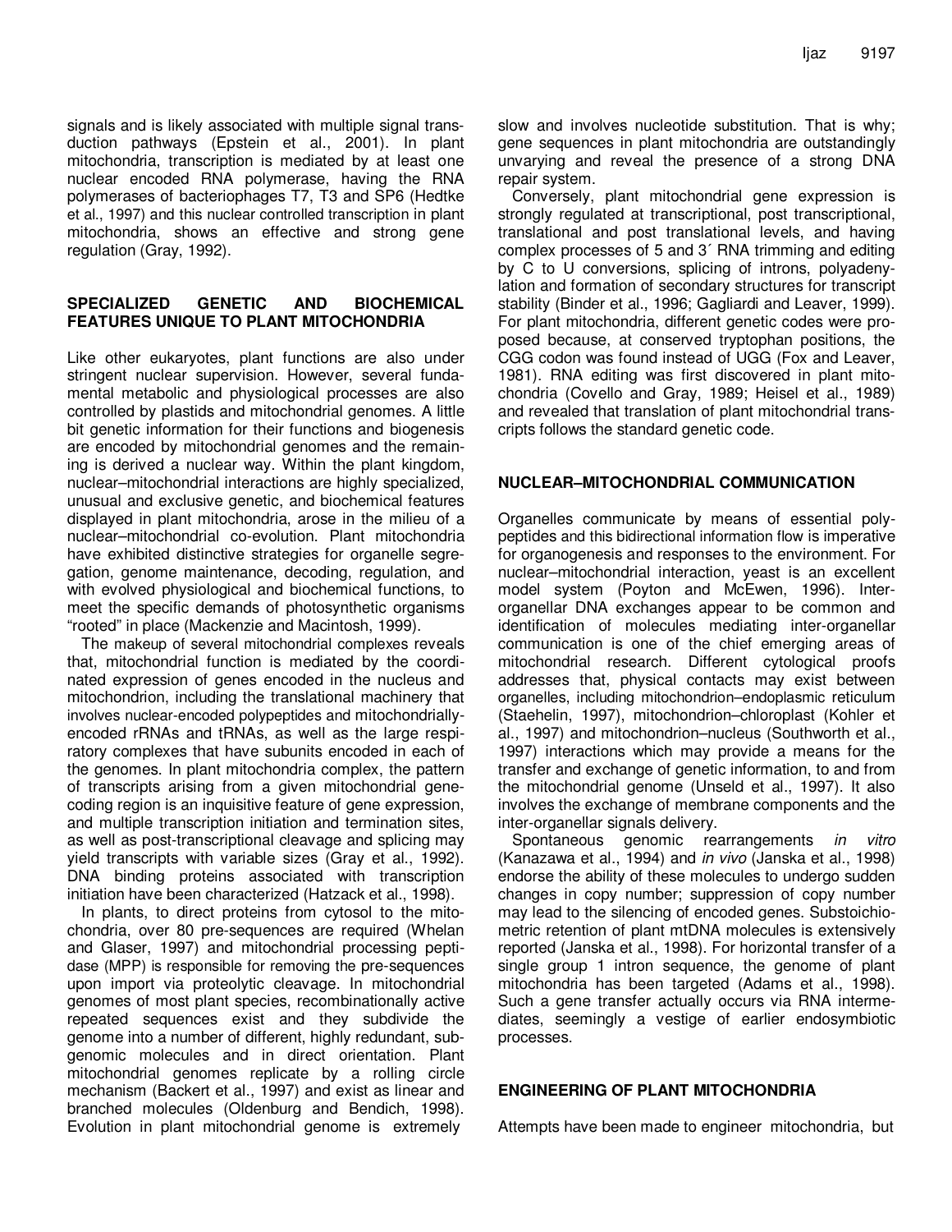signals and is likely associated with multiple signal transduction pathways (Epstein et al., 2001). In plant mitochondria, transcription is mediated by at least one nuclear encoded RNA polymerase, having the RNA polymerases of bacteriophages T7, T3 and SP6 (Hedtke et al., 1997) and this nuclear controlled transcription in plant mitochondria, shows an effective and strong gene regulation (Gray, 1992).

## SPECIALIZED GENETIC AND BIOCHEMICAL FEATURES UNIQUE TO PLANT MITOCHONDRIA

Like other eukaryotes, plant functions are also under stringent nuclear supervision. However, several fundamental metabolic and physiological processes are also controlled by plastids and mitochondrial genomes. A little bit genetic information for their functions and biogenesis are encoded by mitochondrial genomes and the remaining is derived a nuclear way. Within the plant kingdom, nuclear–mitochondrial interactions are highly specialized, unusual and exclusive genetic, and biochemical features displayed in plant mitochondria, arose in the milieu of a nuclear–mitochondrial co-evolution. Plant mitochondria have exhibited distinctive strategies for organelle segregation, genome maintenance, decoding, regulation, and with evolved physiological and biochemical functions, to meet the specific demands of photosynthetic organisms "rooted" in place (Mackenzie and Macintosh, 1999).

The makeup of several mitochondrial complexes reveals that, mitochondrial function is mediated by the coordinated expression of genes encoded in the nucleus and mitochondrion, including the translational machinery that involves nuclear-encoded polypeptides and mitochondrially-encoded rRNAs and tRNAs, as well as the large respiratory complexes that have subunits encoded in each of the genomes. In plant mitochondria complex, the pattern of transcripts arising from a given mitochondrial gene-coding region is an inquisitive feature of gene expression, and multiple transcription initiation and termination sites, as well as post-transcriptional cleavage and splicing may yield transcripts with variable sizes (Gray et al., 1992). DNA binding proteins associated with transcription initiation have been characterized (Hatzack et al., 1998).

In plants, to direct proteins from cytosol to the mitochondria, over 80 pre-sequences are required (Whelan and Glaser, 1997) and mitochondrial processing peptidase (MPP) is responsible for removing the pre-sequences upon import via proteolytic cleavage. In mitochondrial genomes of most plant species, recombinationally active repeated sequences exist and they subdivide the genome into a number of different, highly redundant, subgenomic molecules and in direct orientation. Plant mitochondrial genomes replicate by a rolling circle mechanism (Backert et al., 1997) and exist as linear and branched molecules (Oldenburg and Bendich, 1998). Evolution in plant mitochondrial genome is extremely slow and involves nucleotide substitution. That is why; gene sequences in plant mitochondria are outstandingly unvarying and reveal the presence of a strong DNA repair system.

Conversely, plant mitochondrial gene expression is strongly regulated at transcriptional, post transcriptional, translational and post translational levels, and having complex processes of 5 and 3´ RNA trimming and editing by C to U conversions, splicing of introns, polyadenylation and formation of secondary structures for transcript stability (Binder et al., 1996; Gagliardi and Leaver, 1999). For plant mitochondria, different genetic codes were proposed because, at conserved tryptophan positions, the CGG codon was found instead of UGG (Fox and Leaver, 1981). RNA editing was first discovered in plant mitochondria (Covello and Gray, 1989; Heisel et al., 1989) and revealed that translation of plant mitochondrial transcripts follows the standard genetic code.

## NUCLEAR–MITOCHONDRIAL COMMUNICATION

Organelles communicate by means of essential polypeptides and this bidirectional information flow is imperative for organogenesis and responses to the environment. For nuclear–mitochondrial interaction, yeast is an excellent model system (Poyton and McEwen, 1996). Inter-organellar DNA exchanges appear to be common and identification of molecules mediating inter-organellar communication is one of the chief emerging areas of mitochondrial research. Different cytological proofs addresses that, physical contacts may exist between organelles, including mitochondrion–endoplasmic reticulum (Staehelin, 1997), mitochondrion–chloroplast (Kohler et al., 1997) and mitochondrion–nucleus (Southworth et al., 1997) interactions which may provide a means for the transfer and exchange of genetic information, to and from the mitochondrial genome (Unseld et al., 1997). It also involves the exchange of membrane components and the inter-organellar signals delivery.

Spontaneous genomic rearrangements *in vitro* (Kanazawa et al., 1994) and *in vivo* (Janska et al., 1998) endorse the ability of these molecules to undergo sudden changes in copy number; suppression of copy number may lead to the silencing of encoded genes. Substoichiometric retention of plant mtDNA molecules is extensively reported (Janska et al., 1998). For horizontal transfer of a single group 1 intron sequence, the genome of plant mitochondria has been targeted (Adams et al., 1998). Such a gene transfer actually occurs via RNA intermediates, seemingly a vestige of earlier endosymbiotic processes.

## ENGINEERING OF PLANT MITOCHONDRIA

Attempts have been made to engineer mitochondria, but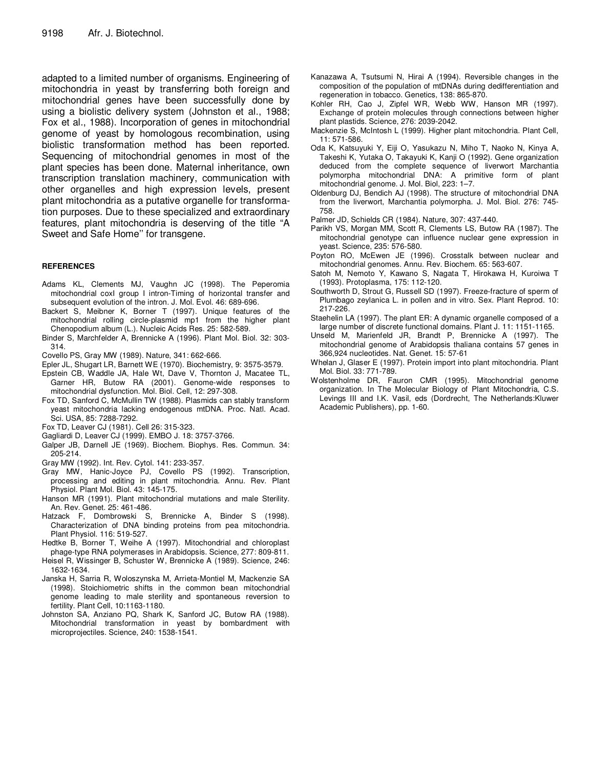adapted to a limited number of organisms. Engineering of mitochondria in yeast by transferring both foreign and mitochondrial genes have been successfully done by using a biolistic delivery system (Johnston et al., 1988; Fox et al., 1988). Incorporation of genes in mitochondrial genome of yeast by homologous recombination, using biolistic transformation method has been reported. Sequencing of mitochondrial genomes in most of the plant species has been done. Maternal inheritance, own transcription translation machinery, communication with other organelles and high expression levels, present plant mitochondria as a putative organelle for transformation purposes. Due to these specialized and extraordinary features, plant mitochondria is deserving of the title "A Sweet and Safe Home'' for transgene.

## REFERENCES

Adams KL, Clements MJ, Vaughn JC (1998). The Peperomia mitochondrial coxI group I intron-Timing of horizontal transfer and subsequent evolution of the intron. J. Mol. Evol. 46: 689-696.

Backert S, Meibner K, Borner T (1997). Unique features of the mitochondrial rolling circle-plasmid mp1 from the higher plant Chenopodium album (L.). Nucleic Acids Res. 25: 582-589.

Binder S, Marchfelder A, Brennicke A (1996). Plant Mol. Biol. 32: 303-314.

Covello PS, Gray MW (1989). Nature, 341: 662-666.

Epler JL, Shugart LR, Barnett WE (1970). Biochemistry, 9: 3575-3579.

Epstein CB, Waddle JA, Hale Wt, Dave V, Thornton J, Macatee TL, Garner HR, Butow RA (2001). Genome-wide responses to mitochondrial dysfunction. Mol. Biol. Cell, 12: 297-308.

Fox TD, Sanford C, McMullin TW (1988). Plasmids can stably transform yeast mitochondria lacking endogenous mtDNA. Proc. Natl. Acad. Sci. USA, 85: 7288-7292.

Fox TD, Leaver CJ (1981). Cell 26: 315-323.

Gagliardi D, Leaver CJ (1999). EMBO J. 18: 3757-3766.

Galper JB, Darnell JE (1969). Biochem. Biophys. Res. Commun. 34: 205-214.

Gray MW (1992). Int. Rev. Cytol. 141: 233-357.

Gray MW, Hanic-Joyce PJ, Covello PS (1992). Transcription, processing and editing in plant mitochondria. Annu. Rev. Plant Physiol. Plant Mol. Biol. 43: 145-175.

Hanson MR (1991). Plant mitochondrial mutations and male Sterility. An. Rev. Genet. 25: 461-486.

Hatzack F, Dombrowski S, Brennicke A, Binder S (1998). Characterization of DNA binding proteins from pea mitochondria. Plant Physiol. 116: 519-527.

Hedtke B, Borner T, Weihe A (1997). Mitochondrial and chloroplast phage-type RNA polymerases in Arabidopsis. Science, 277: 809-811.

Heisel R, Wissinger B, Schuster W, Brennicke A (1989). Science, 246: 1632-1634.

Janska H, Sarria R, Woloszynska M, Arrieta-Montiel M, Mackenzie SA (1998). Stoichiometric shifts in the common bean mitochondrial genome leading to male sterility and spontaneous reversion to fertility. Plant Cell, 10:1163-1180.

Johnston SA, Anziano PQ, Shark K, Sanford JC, Butow RA (1988). Mitochondrial transformation in yeast by bombardment with microprojectiles. Science, 240: 1538-1541.

Kanazawa A, Tsutsumi N, Hirai A (1994). Reversible changes in the composition of the population of mtDNAs during dedifferentiation and regeneration in tobacco. Genetics, 138: 865-870.

Kohler RH, Cao J, Zipfel WR, Webb WW, Hanson MR (1997). Exchange of protein molecules through connections between higher plant plastids. Science, 276: 2039-2042.

Mackenzie S, McIntosh L (1999). Higher plant mitochondria. Plant Cell, 11: 571-586.

Oda K, Katsuyuki Y, Eiji O, Yasukazu N, Miho T, Naoko N, Kinya A, Takeshi K, Yutaka O, Takayuki K, Kanji O (1992). Gene organization deduced from the complete sequence of liverwort Marchantia polymorpha mitochondrial DNA: A primitive form of plant mitochondrial genome. J. Mol. Biol, 223: 1–7.

Oldenburg DJ, Bendich AJ (1998). The structure of mitochondrial DNA from the liverwort, Marchantia polymorpha. J. Mol. Biol. 276: 745-758.

Palmer JD, Schields CR (1984). Nature, 307: 437-440.

Parikh VS, Morgan MM, Scott R, Clements LS, Butow RA (1987). The mitochondrial genotype can influence nuclear gene expression in yeast. Science, 235: 576-580.

Poyton RO, McEwen JE (1996). Crosstalk between nuclear and mitochondrial genomes. Annu. Rev. Biochem. 65: 563-607.

Satoh M, Nemoto Y, Kawano S, Nagata T, Hirokawa H, Kuroiwa T (1993). Protoplasma, 175: 112-120.

Southworth D, Strout G, Russell SD (1997). Freeze-fracture of sperm of Plumbago zeylanica L. in pollen and in vitro. Sex. Plant Reprod. 10: 217-226.

Staehelin LA (1997). The plant ER: A dynamic organelle composed of a large number of discrete functional domains. Plant J. 11: 1151-1165.

Unseld M, Marienfeld JR, Brandt P, Brennicke A (1997). The mitochondrial genome of Arabidopsis thaliana contains 57 genes in 366,924 nucleotides. Nat. Genet. 15: 57-61

Whelan J, Glaser E (1997). Protein import into plant mitochondria. Plant Mol. Biol. 33: 771-789.

Wolstenholme DR, Fauron CMR (1995). Mitochondrial genome organization. In The Molecular Biology of Plant Mitochondria, C.S. Levings III and I.K. Vasil, eds (Dordrecht, The Netherlands:Kluwer Academic Publishers), pp. 1-60.